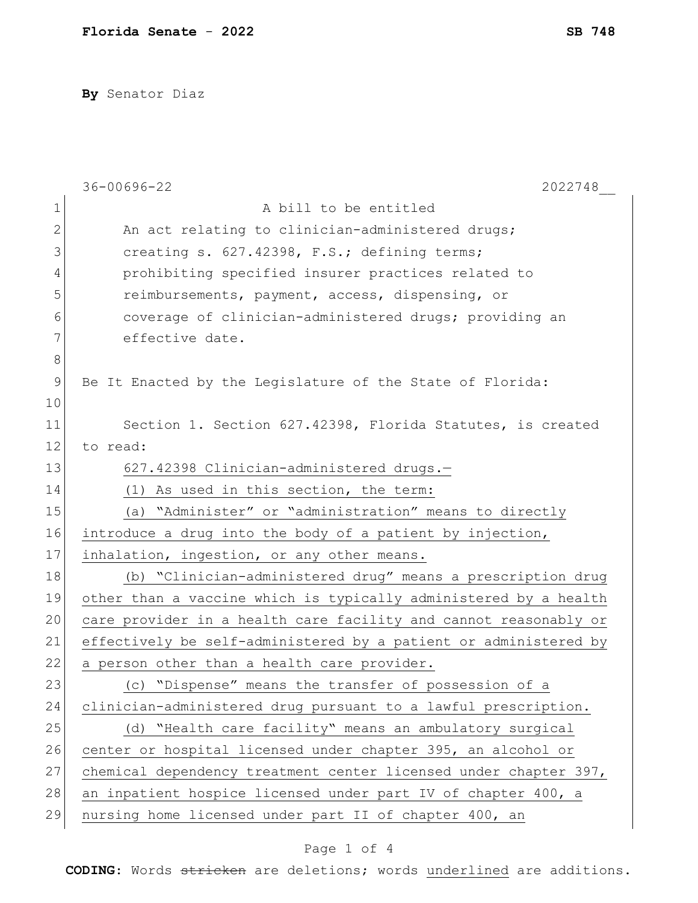**Florida Senate - 2022** **SB 748**

**By** Senator Diaz

36-00696-22 2022748__

A bill to be entitled

An act relating to clinician-administered drugs; creating s. 627.42398, F.S.; defining terms; prohibiting specified insurer practices related to reimbursements, payment, access, dispensing, or coverage of clinician-administered drugs; providing an effective date.

Be It Enacted by the Legislature of the State of Florida:

Section 1. Section 627.42398, Florida Statutes, is created to read:

627.42398 Clinician-administered drugs.—

(1) As used in this section, the term:

(a) "Administer" or "administration" means to directly introduce a drug into the body of a patient by injection, inhalation, ingestion, or any other means.

(b) "Clinician-administered drug" means a prescription drug other than a vaccine which is typically administered by a health care provider in a health care facility and cannot reasonably or effectively be self-administered by a patient or administered by a person other than a health care provider.

(c) "Dispense" means the transfer of possession of a clinician-administered drug pursuant to a lawful prescription.

(d) "Health care facility" means an ambulatory surgical center or hospital licensed under chapter 395, an alcohol or chemical dependency treatment center licensed under chapter 397, an inpatient hospice licensed under part IV of chapter 400, a nursing home licensed under part II of chapter 400, an

**CODING:** Words ~~stricken~~ are deletions; words underlined are additions.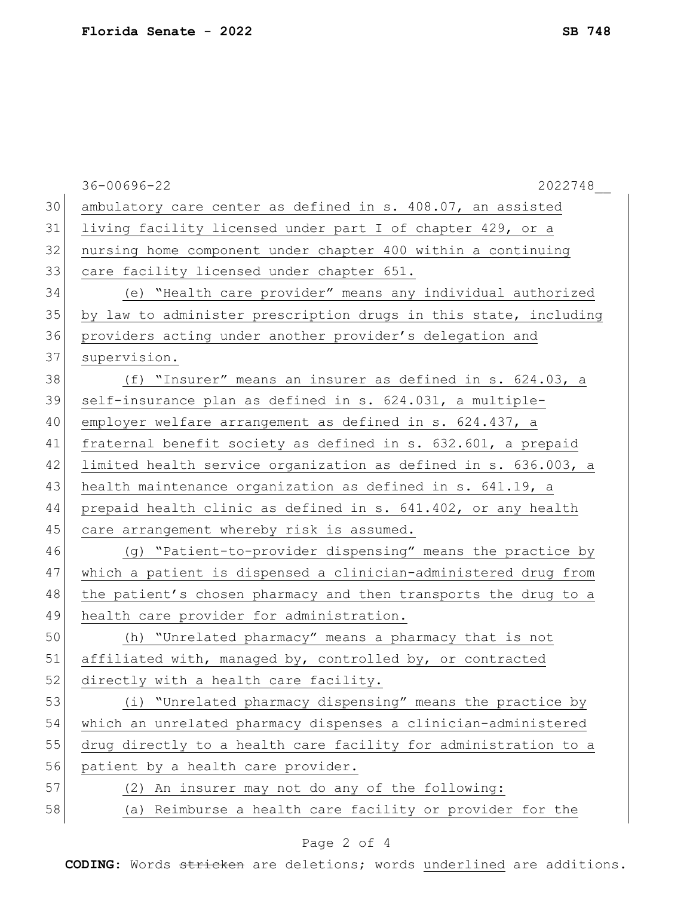ambulatory care center as defined in s. 408.07, an assisted living facility licensed under part I of chapter 429, or a nursing home component under chapter 400 within a continuing care facility licensed under chapter 651.

(e) "Health care provider" means any individual authorized by law to administer prescription drugs in this state, including providers acting under another provider's delegation and supervision.

(f) "Insurer" means an insurer as defined in s. 624.03, a self-insurance plan as defined in s. 624.031, a multiple-employer welfare arrangement as defined in s. 624.437, a fraternal benefit society as defined in s. 632.601, a prepaid limited health service organization as defined in s. 636.003, a health maintenance organization as defined in s. 641.19, a prepaid health clinic as defined in s. 641.402, or any health care arrangement whereby risk is assumed.

(g) "Patient-to-provider dispensing" means the practice by which a patient is dispensed a clinician-administered drug from the patient's chosen pharmacy and then transports the drug to a health care provider for administration.

(h) "Unrelated pharmacy" means a pharmacy that is not affiliated with, managed by, controlled by, or contracted directly with a health care facility.

(i) "Unrelated pharmacy dispensing" means the practice by which an unrelated pharmacy dispenses a clinician-administered drug directly to a health care facility for administration to a patient by a health care provider.

(2) An insurer may not do any of the following:

(a) Reimburse a health care facility or provider for the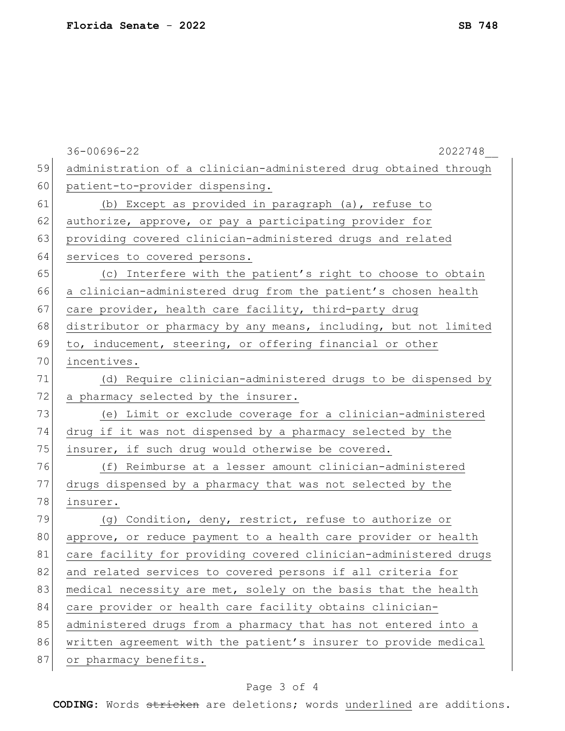administration of a clinician-administered drug obtained through patient-to-provider dispensing.

(b) Except as provided in paragraph (a), refuse to authorize, approve, or pay a participating provider for providing covered clinician-administered drugs and related services to covered persons.

(c) Interfere with the patient's right to choose to obtain a clinician-administered drug from the patient's chosen health care provider, health care facility, third-party drug distributor or pharmacy by any means, including, but not limited to, inducement, steering, or offering financial or other incentives.

(d) Require clinician-administered drugs to be dispensed by a pharmacy selected by the insurer.

(e) Limit or exclude coverage for a clinician-administered drug if it was not dispensed by a pharmacy selected by the insurer, if such drug would otherwise be covered.

(f) Reimburse at a lesser amount clinician-administered drugs dispensed by a pharmacy that was not selected by the insurer.

(g) Condition, deny, restrict, refuse to authorize or approve, or reduce payment to a health care provider or health care facility for providing covered clinician-administered drugs and related services to covered persons if all criteria for medical necessity are met, solely on the basis that the health care provider or health care facility obtains clinician-administered drugs from a pharmacy that has not entered into a written agreement with the patient's insurer to provide medical or pharmacy benefits.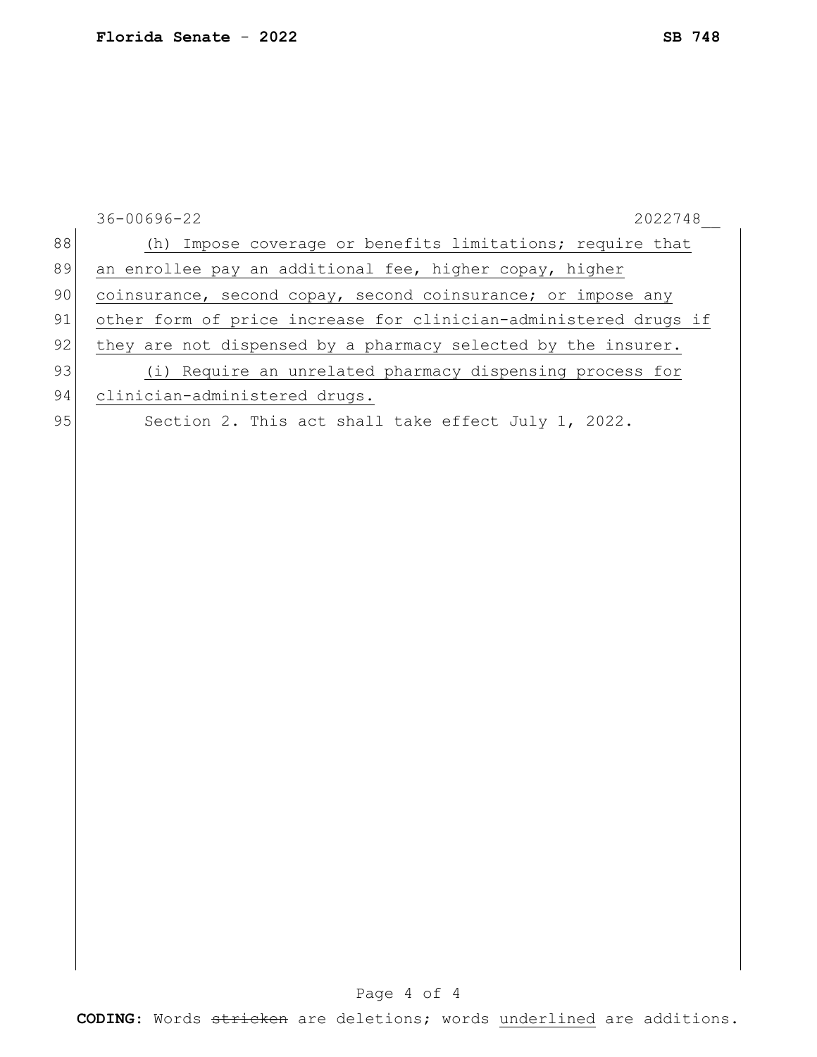(h) Impose coverage or benefits limitations; require that an enrollee pay an additional fee, higher copay, higher coinsurance, second copay, second coinsurance; or impose any other form of price increase for clinician-administered drugs if they are not dispensed by a pharmacy selected by the insurer.

(i) Require an unrelated pharmacy dispensing process for clinician-administered drugs.

Section 2. This act shall take effect July 1, 2022.